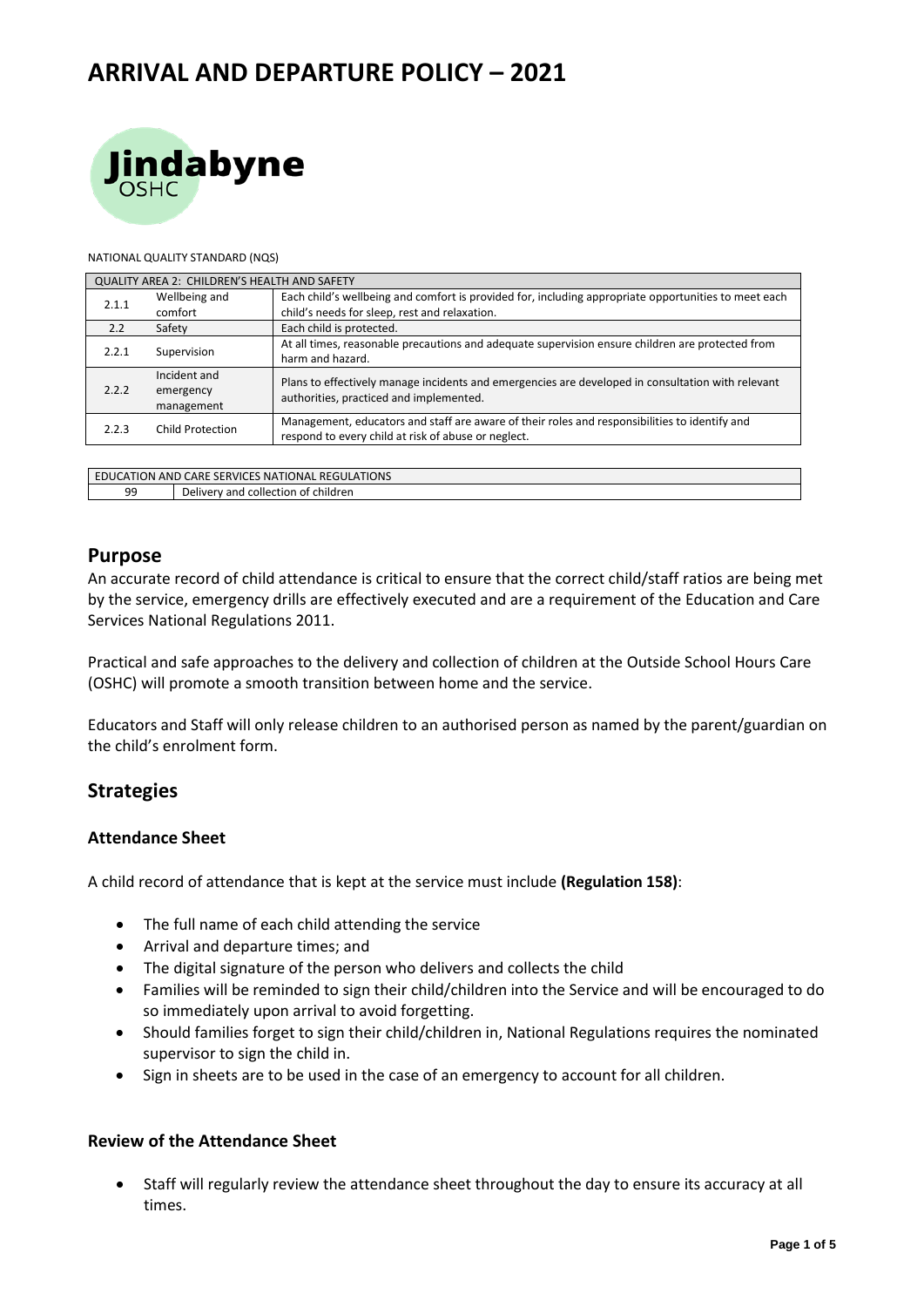# ARRIVAL AND DEPARTURE POLICY – 2021

Jindabyne OSHC

NATIONAL QUALITY STANDARD (NQS)

| QUALITY AREA 2: CHILDREN'S HEALTH AND SAFETY | | |
|---|---|---|
| 2.1.1 | Wellbeing and comfort | Each child's wellbeing and comfort is provided for, including appropriate opportunities to meet each child's needs for sleep, rest and relaxation. |
| 2.2 | Safety | Each child is protected. |
| 2.2.1 | Supervision | At all times, reasonable precautions and adequate supervision ensure children are protected from harm and hazard. |
| 2.2.2 | Incident and emergency management | Plans to effectively manage incidents and emergencies are developed in consultation with relevant authorities, practiced and implemented. |
| 2.2.3 | Child Protection | Management, educators and staff are aware of their roles and responsibilities to identify and respond to every child at risk of abuse or neglect. |

| EDUCATION AND CARE SERVICES NATIONAL REGULATIONS | |
|---|---|
| 99 | Delivery and collection of children |

## Purpose

An accurate record of child attendance is critical to ensure that the correct child/staff ratios are being met by the service, emergency drills are effectively executed and are a requirement of the Education and Care Services National Regulations 2011.

Practical and safe approaches to the delivery and collection of children at the Outside School Hours Care (OSHC) will promote a smooth transition between home and the service.

Educators and Staff will only release children to an authorised person as named by the parent/guardian on the child's enrolment form.

## Strategies

### Attendance Sheet

A child record of attendance that is kept at the service must include **(Regulation 158)**:

- The full name of each child attending the service
- Arrival and departure times; and
- The digital signature of the person who delivers and collects the child
- Families will be reminded to sign their child/children into the Service and will be encouraged to do so immediately upon arrival to avoid forgetting.
- Should families forget to sign their child/children in, National Regulations requires the nominated supervisor to sign the child in.
- Sign in sheets are to be used in the case of an emergency to account for all children.

### Review of the Attendance Sheet

- Staff will regularly review the attendance sheet throughout the day to ensure its accuracy at all times.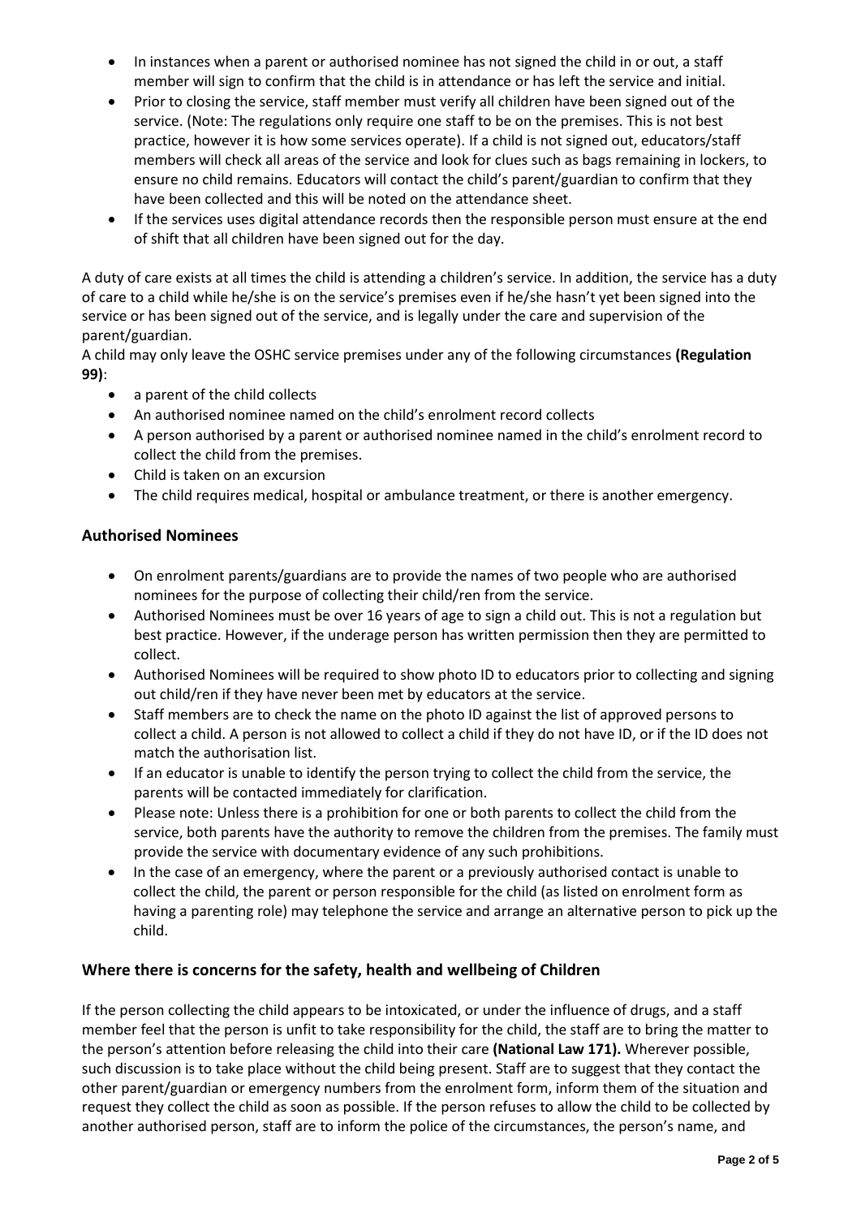- In instances when a parent or authorised nominee has not signed the child in or out, a staff member will sign to confirm that the child is in attendance or has left the service and initial.
- Prior to closing the service, staff member must verify all children have been signed out of the service. (Note: The regulations only require one staff to be on the premises. This is not best practice, however it is how some services operate). If a child is not signed out, educators/staff members will check all areas of the service and look for clues such as bags remaining in lockers, to ensure no child remains. Educators will contact the child's parent/guardian to confirm that they have been collected and this will be noted on the attendance sheet.
- If the services uses digital attendance records then the responsible person must ensure at the end of shift that all children have been signed out for the day.

A duty of care exists at all times the child is attending a children's service. In addition, the service has a duty of care to a child while he/she is on the service's premises even if he/she hasn't yet been signed into the service or has been signed out of the service, and is legally under the care and supervision of the parent/guardian.

A child may only leave the OSHC service premises under any of the following circumstances **(Regulation 99)**:

- a parent of the child collects
- An authorised nominee named on the child's enrolment record collects
- A person authorised by a parent or authorised nominee named in the child's enrolment record to collect the child from the premises.
- Child is taken on an excursion
- The child requires medical, hospital or ambulance treatment, or there is another emergency.

## Authorised Nominees

- On enrolment parents/guardians are to provide the names of two people who are authorised nominees for the purpose of collecting their child/ren from the service.
- Authorised Nominees must be over 16 years of age to sign a child out. This is not a regulation but best practice. However, if the underage person has written permission then they are permitted to collect.
- Authorised Nominees will be required to show photo ID to educators prior to collecting and signing out child/ren if they have never been met by educators at the service.
- Staff members are to check the name on the photo ID against the list of approved persons to collect a child. A person is not allowed to collect a child if they do not have ID, or if the ID does not match the authorisation list.
- If an educator is unable to identify the person trying to collect the child from the service, the parents will be contacted immediately for clarification.
- Please note: Unless there is a prohibition for one or both parents to collect the child from the service, both parents have the authority to remove the children from the premises. The family must provide the service with documentary evidence of any such prohibitions.
- In the case of an emergency, where the parent or a previously authorised contact is unable to collect the child, the parent or person responsible for the child (as listed on enrolment form as having a parenting role) may telephone the service and arrange an alternative person to pick up the child.

## Where there is concerns for the safety, health and wellbeing of Children

If the person collecting the child appears to be intoxicated, or under the influence of drugs, and a staff member feel that the person is unfit to take responsibility for the child, the staff are to bring the matter to the person's attention before releasing the child into their care **(National Law 171).** Wherever possible, such discussion is to take place without the child being present. Staff are to suggest that they contact the other parent/guardian or emergency numbers from the enrolment form, inform them of the situation and request they collect the child as soon as possible. If the person refuses to allow the child to be collected by another authorised person, staff are to inform the police of the circumstances, the person's name, and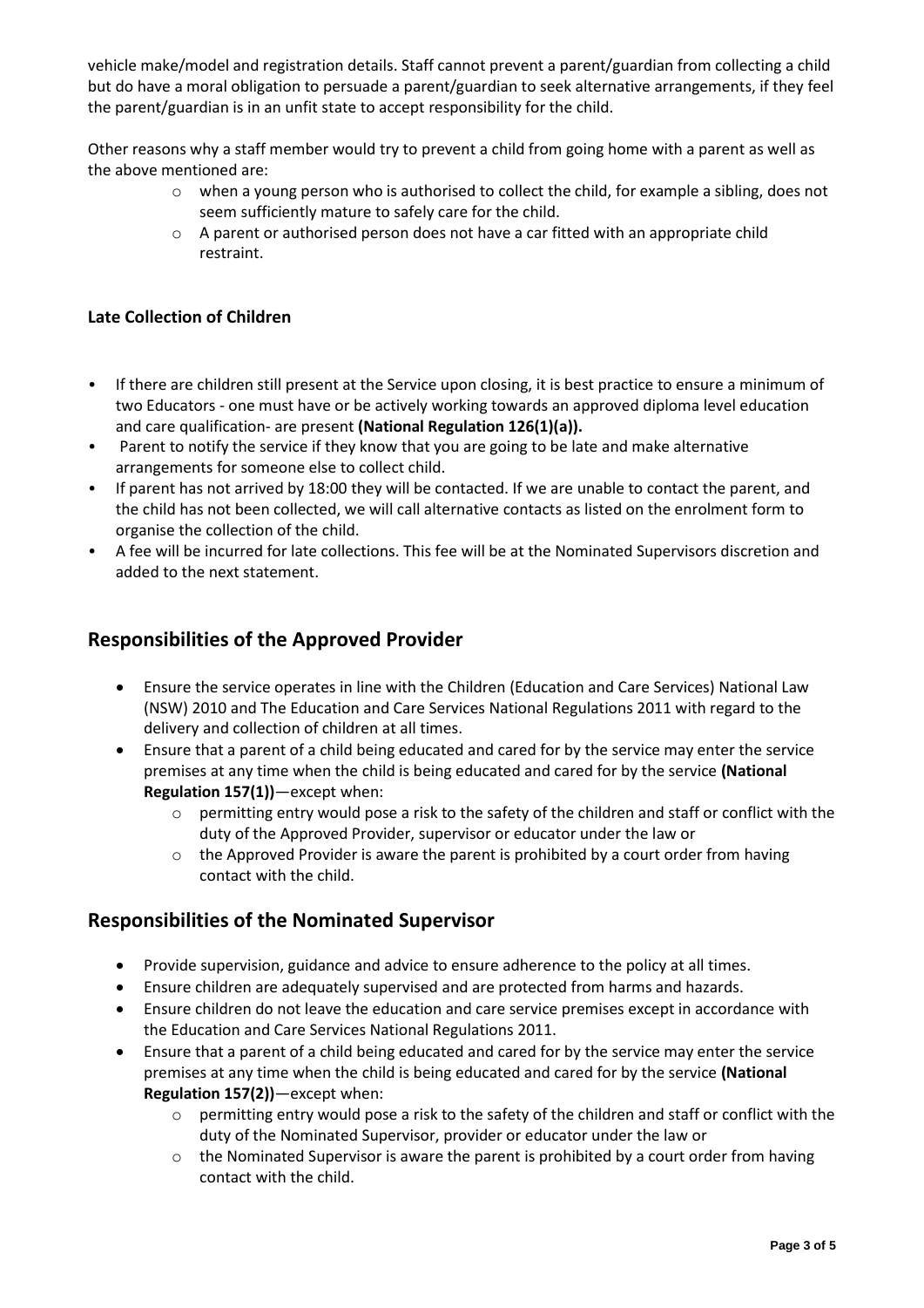vehicle make/model and registration details. Staff cannot prevent a parent/guardian from collecting a child but do have a moral obligation to persuade a parent/guardian to seek alternative arrangements, if they feel the parent/guardian is in an unfit state to accept responsibility for the child.

Other reasons why a staff member would try to prevent a child from going home with a parent as well as the above mentioned are:

- when a young person who is authorised to collect the child, for example a sibling, does not seem sufficiently mature to safely care for the child.
- A parent or authorised person does not have a car fitted with an appropriate child restraint.

**Late Collection of Children**

- If there are children still present at the Service upon closing, it is best practice to ensure a minimum of two Educators - one must have or be actively working towards an approved diploma level education and care qualification- are present **(National Regulation 126(1)(a)).**
- Parent to notify the service if they know that you are going to be late and make alternative arrangements for someone else to collect child.
- If parent has not arrived by 18:00 they will be contacted. If we are unable to contact the parent, and the child has not been collected, we will call alternative contacts as listed on the enrolment form to organise the collection of the child.
- A fee will be incurred for late collections. This fee will be at the Nominated Supervisors discretion and added to the next statement.

## Responsibilities of the Approved Provider

- Ensure the service operates in line with the Children (Education and Care Services) National Law (NSW) 2010 and The Education and Care Services National Regulations 2011 with regard to the delivery and collection of children at all times.
- Ensure that a parent of a child being educated and cared for by the service may enter the service premises at any time when the child is being educated and cared for by the service **(National Regulation 157(1))**—except when:
  - permitting entry would pose a risk to the safety of the children and staff or conflict with the duty of the Approved Provider, supervisor or educator under the law or
  - the Approved Provider is aware the parent is prohibited by a court order from having contact with the child.

## Responsibilities of the Nominated Supervisor

- Provide supervision, guidance and advice to ensure adherence to the policy at all times.
- Ensure children are adequately supervised and are protected from harms and hazards.
- Ensure children do not leave the education and care service premises except in accordance with the Education and Care Services National Regulations 2011.
- Ensure that a parent of a child being educated and cared for by the service may enter the service premises at any time when the child is being educated and cared for by the service **(National Regulation 157(2))**—except when:
  - permitting entry would pose a risk to the safety of the children and staff or conflict with the duty of the Nominated Supervisor, provider or educator under the law or
  - the Nominated Supervisor is aware the parent is prohibited by a court order from having contact with the child.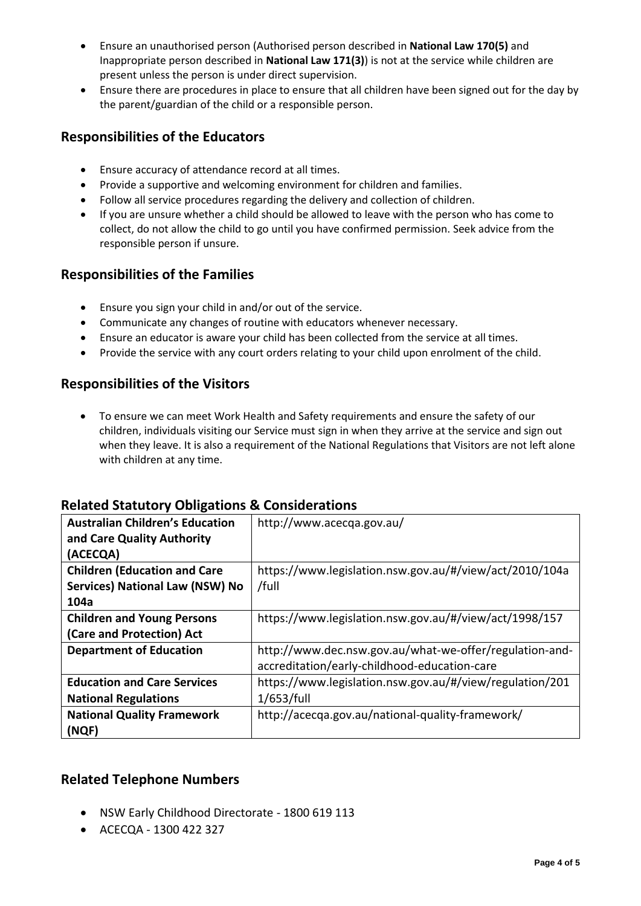- Ensure an unauthorised person (Authorised person described in **National Law 170(5)** and Inappropriate person described in **National Law 171(3)**) is not at the service while children are present unless the person is under direct supervision.
- Ensure there are procedures in place to ensure that all children have been signed out for the day by the parent/guardian of the child or a responsible person.

## Responsibilities of the Educators

- Ensure accuracy of attendance record at all times.
- Provide a supportive and welcoming environment for children and families.
- Follow all service procedures regarding the delivery and collection of children.
- If you are unsure whether a child should be allowed to leave with the person who has come to collect, do not allow the child to go until you have confirmed permission. Seek advice from the responsible person if unsure.

## Responsibilities of the Families

- Ensure you sign your child in and/or out of the service.
- Communicate any changes of routine with educators whenever necessary.
- Ensure an educator is aware your child has been collected from the service at all times.
- Provide the service with any court orders relating to your child upon enrolment of the child.

## Responsibilities of the Visitors

- To ensure we can meet Work Health and Safety requirements and ensure the safety of our children, individuals visiting our Service must sign in when they arrive at the service and sign out when they leave. It is also a requirement of the National Regulations that Visitors are not left alone with children at any time.

## Related Statutory Obligations & Considerations

| | |
|---|---|
| **Australian Children's Education and Care Quality Authority (ACECQA)** | http://www.acecqa.gov.au/ |
| **Children (Education and Care Services) National Law (NSW) No 104a** | https://www.legislation.nsw.gov.au/#/view/act/2010/104a/full |
| **Children and Young Persons (Care and Protection) Act** | https://www.legislation.nsw.gov.au/#/view/act/1998/157 |
| **Department of Education** | http://www.dec.nsw.gov.au/what-we-offer/regulation-and-accreditation/early-childhood-education-care |
| **Education and Care Services National Regulations** | https://www.legislation.nsw.gov.au/#/view/regulation/2011/653/full |
| **National Quality Framework (NQF)** | http://acecqa.gov.au/national-quality-framework/ |

## Related Telephone Numbers

- NSW Early Childhood Directorate - 1800 619 113
- ACECQA - 1300 422 327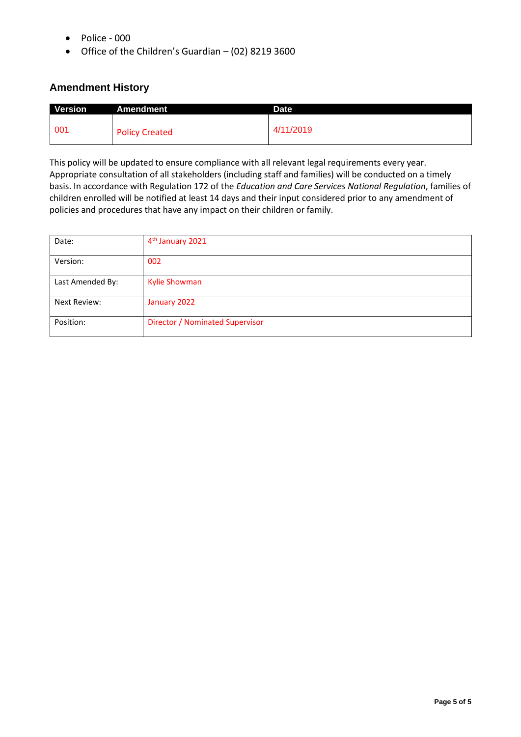- Police - 000
- Office of the Children's Guardian – (02) 8219 3600

### Amendment History

| Version | Amendment | Date |
|---|---|---|
| 001 | Policy Created | 4/11/2019 |

This policy will be updated to ensure compliance with all relevant legal requirements every year. Appropriate consultation of all stakeholders (including staff and families) will be conducted on a timely basis. In accordance with Regulation 172 of the *Education and Care Services National Regulation*, families of children enrolled will be notified at least 14 days and their input considered prior to any amendment of policies and procedures that have any impact on their children or family.

| | |
|---|---|
| Date: | 4th January 2021 |
| Version: | 002 |
| Last Amended By: | Kylie Showman |
| Next Review: | January 2022 |
| Position: | Director / Nominated Supervisor |